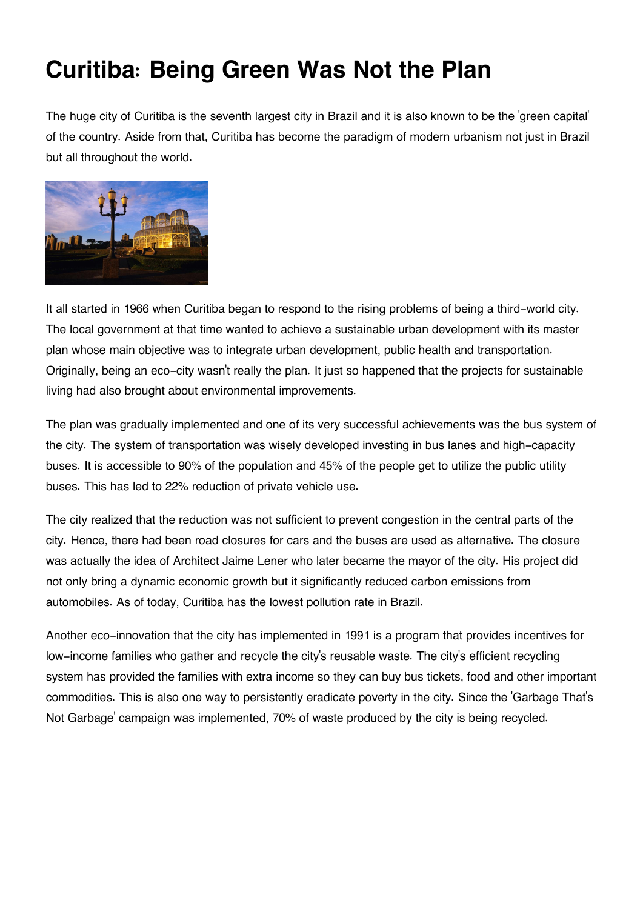# Curitiba: Being Green Was Not the Plan

The huge city of Curitiba is the seventh largest city in Brazil and it is also known to be the 'green capital' of the country. Aside from that, Curitiba has become the paradigm of modern urbanism not just in Brazil but all throughout the world.

It all started in 1966 when Curitiba began to respond to the rising problems of being a third-world city. The local government at that time wanted to achieve a sustainable urban development with its master plan whose main objective was to integrate urban development, public health and transportation. Originally, being an eco-city wasn't really the plan. It just so happened that the projects for sustainable living had also brought about environmental improvements.

The plan was gradually implemented and one of its very successful achievements was the bus system of the city. The system of transportation was wisely developed investing in bus lanes and high-capacity buses. It is accessible to 90% of the population and 45% of the people get to utilize the public utility buses. This has led to 22% reduction of private vehicle use.

The city realized that the reduction was not sufficient to prevent congestion in the central parts of the city. Hence, there had been road closures for cars and the buses are used as alternative. The closure was actually the idea of Architect Jaime Lener who later became the mayor of the city. His project did not only bring a dynamic economic growth but it significantly reduced carbon emissions from automobiles. As of today, Curitiba has the lowest pollution rate in Brazil.

Another eco-innovation that the city has implemented in 1991 is a program that provides incentives for low-income families who gather and recycle the city's reusable waste. The city's efficient recycling system has provided the families with extra income so they can buy bus tickets, food and other important commodities. This is also one way to persistently eradicate poverty in the city. Since the 'Garbage That's Not Garbage' campaign was implemented, 70% of waste produced by the city is being recycled.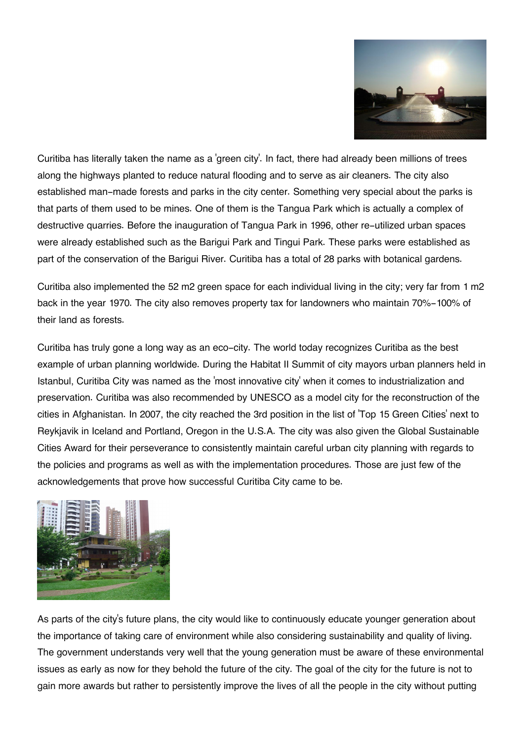Curitiba has literally taken the name as a 'green city'. In fact, there had already been millions of trees along the highways planted to reduce natural flooding and to serve as air cleaners. The city also established man-made forests and parks in the city center. Something very special about the parks is that parts of them used to be mines. One of them is the Tangua Park which is actually a complex of destructive quarries. Before the inauguration of Tangua Park in 1996, other re-utilized urban spaces were already established such as the Barigui Park and Tingui Park. These parks were established as part of the conservation of the Barigui River. Curitiba has a total of 28 parks with botanical gardens.

Curitiba also implemented the 52 m2 green space for each individual living in the city; very far from 1 m2 back in the year 1970. The city also removes property tax for landowners who maintain 70%-100% of their land as forests.

Curitiba has truly gone a long way as an eco-city. The world today recognizes Curitiba as the best example of urban planning worldwide. During the Habitat II Summit of city mayors urban planners held in Istanbul, Curitiba City was named as the 'most innovative city' when it comes to industrialization and preservation. Curitiba was also recommended by UNESCO as a model city for the reconstruction of the cities in Afghanistan. In 2007, the city reached the 3rd position in the list of 'Top 15 Green Cities' next to Reykjavik in Iceland and Portland, Oregon in the U.S.A. The city was also given the Global Sustainable Cities Award for their perseverance to consistently maintain careful urban city planning with regards to the policies and programs as well as with the implementation procedures. Those are just few of the acknowledgements that prove how successful Curitiba City came to be.

As parts of the city's future plans, the city would like to continuously educate younger generation about the importance of taking care of environment while also considering sustainability and quality of living. The government understands very well that the young generation must be aware of these environmental issues as early as now for they behold the future of the city. The goal of the city for the future is not to gain more awards but rather to persistently improve the lives of all the people in the city without putting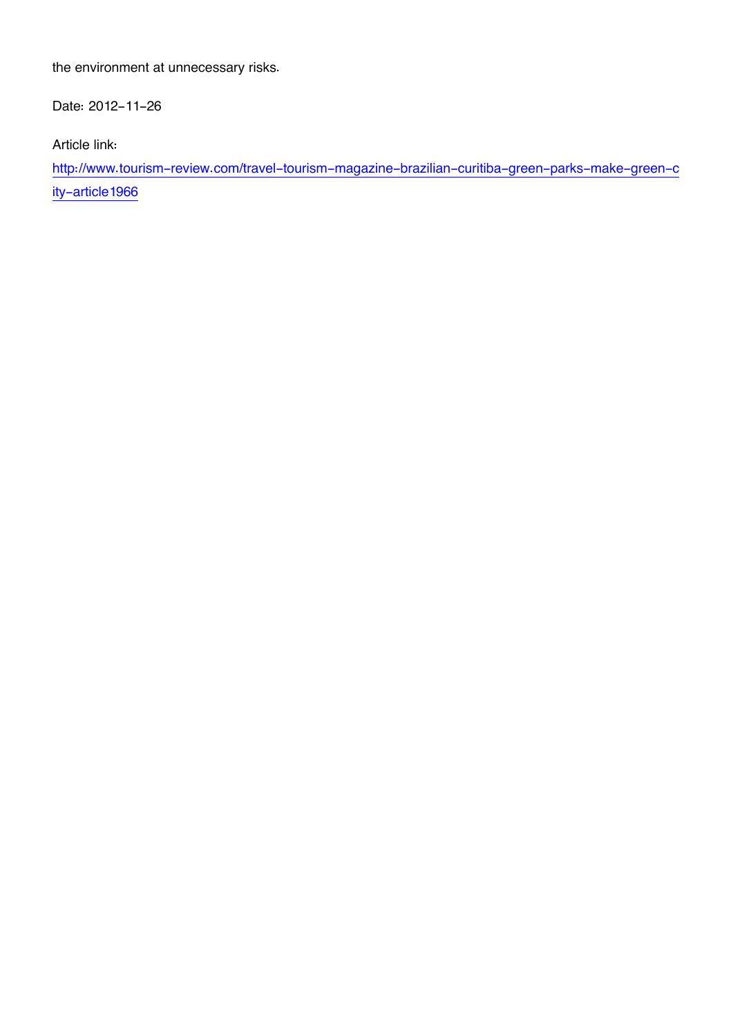the environment at unnecessary risks.

Date: 2012-11-26

Article link:

[http://www.tourism-review.com/travel-tourism-magazine-brazilian-curitiba-green-parks-make-green-city-article1966](http://www.tourism-review.com/travel-tourism-magazine-brazilian-curitiba-green-parks-make-green-city-article1966)